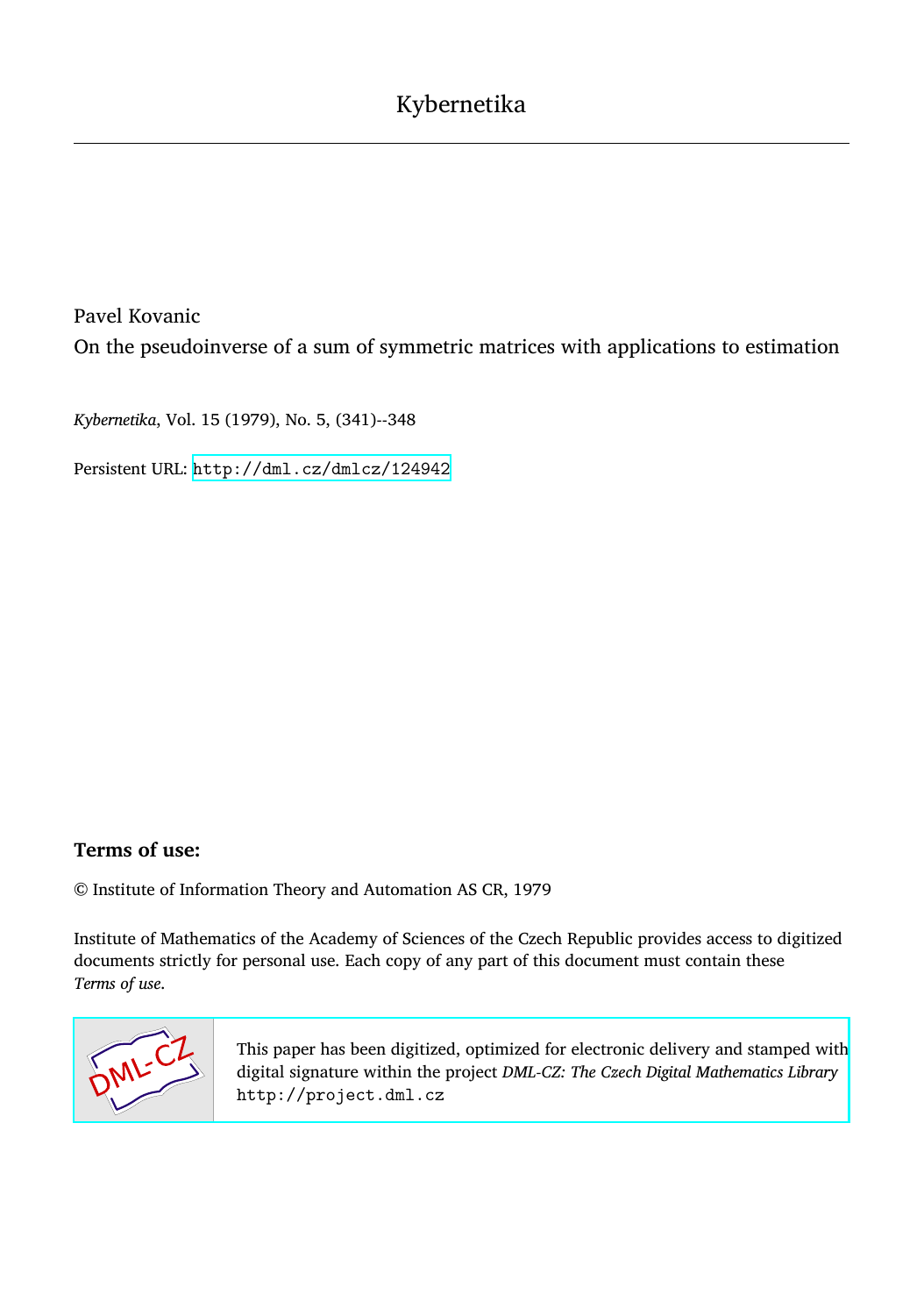Kybernetika

Pavel Kovanic

On the pseudoinverse of a sum of symmetric matrices with applications to estimation

*Kybernetika*, Vol. 15 (1979), No. 5, (341)--348

Persistent URL: http://dml.cz/dmlcz/124942

**Terms of use:**

© Institute of Information Theory and Automation AS CR, 1979

Institute of Mathematics of the Academy of Sciences of the Czech Republic provides access to digitized documents strictly for personal use. Each copy of any part of this document must contain these *Terms of use*.

This paper has been digitized, optimized for electronic delivery and stamped with digital signature within the project *DML-CZ: The Czech Digital Mathematics Library* http://project.dml.cz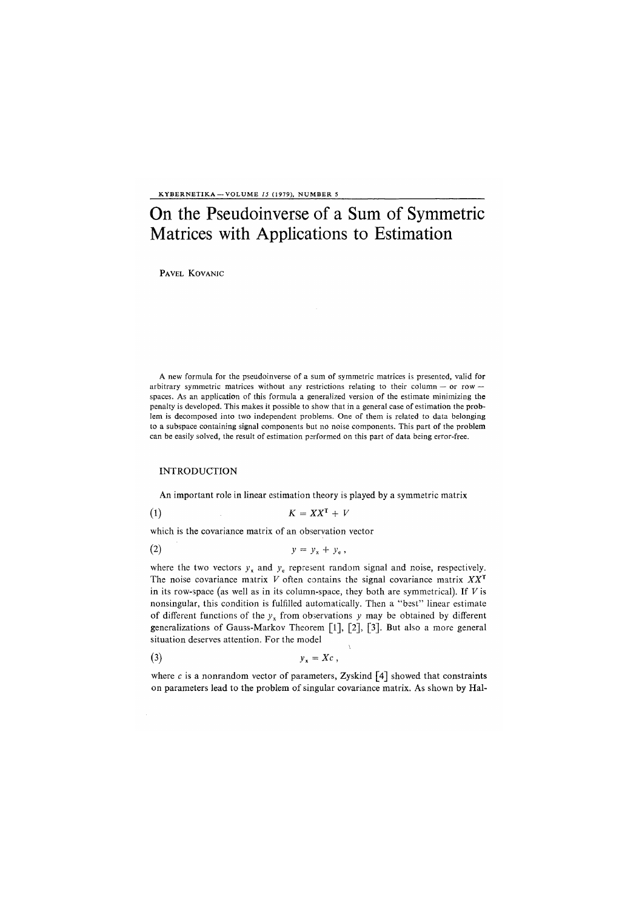# On the Pseudoinverse of a Sum of Symmetric Matrices with Applications to Estimation

Pavel Kovanic

A new formula for the pseudoinverse of a sum of symmetric matrices is presented, valid for arbitrary symmetric matrices without any restrictions relating to their column — or row — spaces. As an application of this formula a generalized version of the estimate minimizing the penalty is developed. This makes it possible to show that in a general case of estimation the problem is decomposed into two independent problems. One of them is related to data belonging to a subspace containing signal components but no noise components. This part of the problem can be easily solved, the result of estimation performed on this part of data being error-free.

## INTRODUCTION

An important role in linear estimation theory is played by a symmetric matrix

$$K = XX^{T} + V \tag{1}$$

which is the covariance matrix of an observation vector

$$y = y_x + y_e , \tag{2}$$

where the two vectors $y_x$ and $y_e$ represent random signal and noise, respectively. The noise covariance matrix $V$ often contains the signal covariance matrix $XX^T$ in its row-space (as well as in its column-space, they both are symmetrical). If $V$ is nonsingular, this condition is fulfilled automatically. Then a "best" linear estimate of different functions of the $y_x$ from observations $y$ may be obtained by different generalizations of Gauss-Markov Theorem [1], [2], [3]. But also a more general situation deserves attention. For the model

$$y_x = Xc , \tag{3}$$

where $c$ is a nonrandom vector of parameters, Zyskind [4] showed that constraints on parameters lead to the problem of singular covariance matrix. As shown by Hal-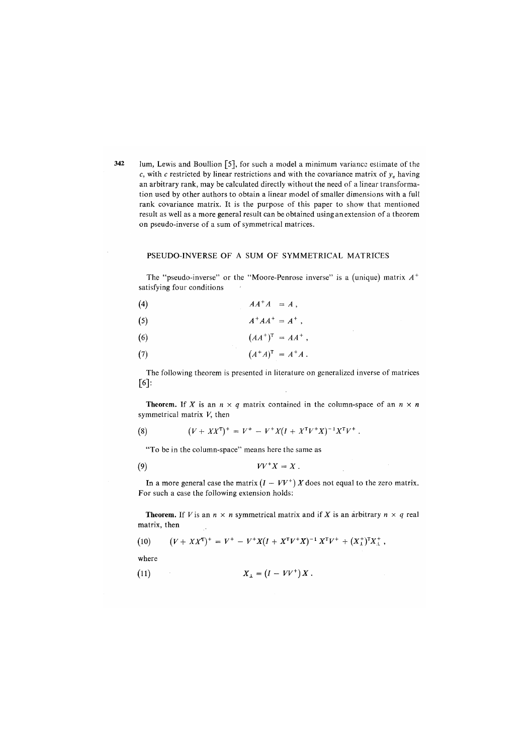lum, Lewis and Boullion [5], for such a model a minimum variance estimate of the $c$, with $c$ restricted by linear restrictions and with the covariance matrix of $y_e$ having an arbitrary rank, may be calculated directly without the need of a linear transformation used by other authors to obtain a linear model of smaller dimensions with a full rank covariance matrix. It is the purpose of this paper to show that mentioned result as well as a more general result can be obtained using an extension of a theorem on pseudo-inverse of a sum of symmetrical matrices.

## PSEUDO-INVERSE OF A SUM OF SYMMETRICAL MATRICES

The "pseudo-inverse" or the "Moore-Penrose inverse" is a (unique) matrix $A^+$ satisfying four conditions

$$AA^+A = A\,, \tag{4}$$

$$A^+AA^+ = A^+\,, \tag{5}$$

$$(AA^+)^T = AA^+\,, \tag{6}$$

$$(A^+A)^T = A^+A\,. \tag{7}$$

The following theorem is presented in literature on generalized inverse of matrices [6]:

**Theorem.** If $X$ is an $n \times q$ matrix contained in the column-space of an $n \times n$ symmetrical matrix $V$, then

$$(V + XX^T)^+ = V^+ - V^+X(I + X^TV^+X)^{-1}X^TV^+\,. \tag{8}$$

"To be in the column-space" means here the same as

$$VV^+X = X\,. \tag{9}$$

In a more general case the matrix $(I - VV^+)\,X$ does not equal to the zero matrix. For such a case the following extension holds:

**Theorem.** If $V$ is an $n \times n$ symmetrical matrix and if $X$ is an arbitrary $n \times q$ real matrix, then

$$(V + XX^T)^+ = V^+ - V^+X(I + X^TV^+X)^{-1}\,X^TV^+ + (X_\perp^+)^TX_\perp^+\,, \tag{10}$$

where

$$X_\perp = (I - VV^+)\,X\,. \tag{11}$$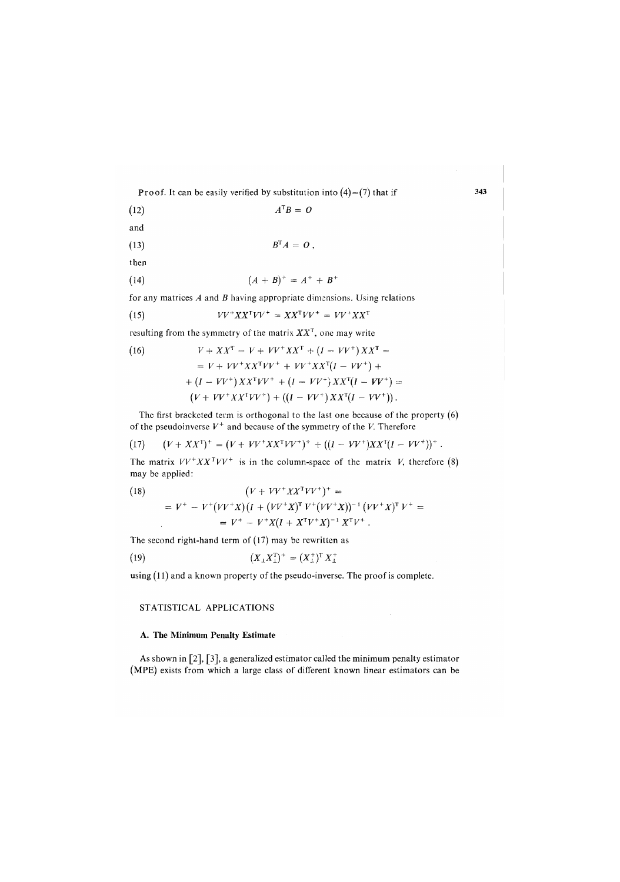**Proof.** It can be easily verified by substitution into (4)–(7) that if

$$A^{\mathrm{T}}B = O \tag{12}$$

and

$$B^{\mathrm{T}}A = O\,, \tag{13}$$

then

$$(A + B)^{+} = A^{+} + B^{+} \tag{14}$$

for any matrices $A$ and $B$ having appropriate dimensions. Using relations

$$VV^{+}XX^{\mathrm{T}}VV^{+} = XX^{\mathrm{T}}VV^{+} = VV^{+}XX^{\mathrm{T}} \tag{15}$$

resulting from the symmetry of the matrix $XX^{\mathrm{T}}$, one may write

$$\begin{aligned}
V + XX^{\mathrm{T}} &= V + VV^{+}XX^{\mathrm{T}} + (I - VV^{+})XX^{\mathrm{T}} = \\
&= V + VV^{+}XX^{\mathrm{T}}VV^{+} + VV^{+}XX^{\mathrm{T}}(I - VV^{+}) + \\
&+ (I - VV^{+})XX^{\mathrm{T}}VV^{+} + (I - VV^{+})XX^{\mathrm{T}}(I - VV^{+}) = \\
&(V + VV^{+}XX^{\mathrm{T}}VV^{+}) + ((I - VV^{+})XX^{\mathrm{T}}(I - VV^{+}))\,.
\end{aligned} \tag{16}$$

The first bracketed term is orthogonal to the last one because of the property (6) of the pseudoinverse $V^{+}$ and because of the symmetry of the $V$. Therefore

$$(V + XX^{\mathrm{T}})^{+} = (V + VV^{+}XX^{\mathrm{T}}VV^{+})^{+} + ((I - VV^{+})XX^{\mathrm{T}}(I - VV^{+}))^{+}\,. \tag{17}$$

The matrix $VV^{+}XX^{\mathrm{T}}VV^{+}$ is in the column-space of the matrix $V$, therefore (8) may be applied:

$$\begin{aligned}
&(V + VV^{+}XX^{\mathrm{T}}VV^{+})^{+} = \\
&= V^{+} - V^{+}(VV^{+}X)(I + (VV^{+}X)^{\mathrm{T}}V^{+}(VV^{+}X))^{-1}(VV^{+}X)^{\mathrm{T}}V^{+} = \\
&= V^{+} - V^{+}X(I + X^{\mathrm{T}}V^{+}X)^{-1}X^{\mathrm{T}}V^{+}\,.
\end{aligned} \tag{18}$$

The second right-hand term of (17) may be rewritten as

$$(X_{\perp}X_{\perp}^{\mathrm{T}})^{+} = (X_{\perp}^{+})^{\mathrm{T}}X_{\perp}^{+} \tag{19}$$

using (11) and a known property of the pseudo-inverse. The proof is complete.

## STATISTICAL APPLICATIONS

### A. The Minimum Penalty Estimate

As shown in [2], [3], a generalized estimator called the minimum penalty estimator (MPE) exists from which a large class of different known linear estimators can be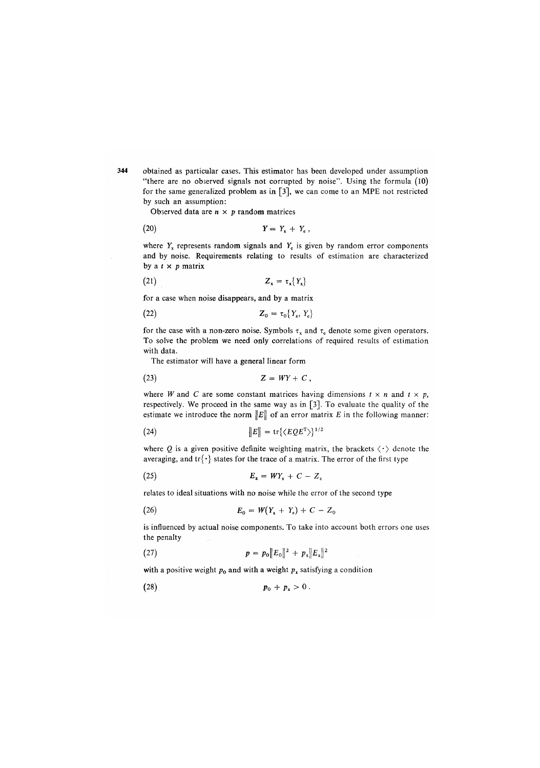obtained as particular cases. This estimator has been developed under assumption "there are no observed signals not corrupted by noise". Using the formula (10) for the same generalized problem as in [3], we can come to an MPE not restricted by such an assumption:

Observed data are $n \times p$ random matrices

$$Y = Y_x + Y_e \,, \tag{20}$$

where $Y_x$ represents random signals and $Y_e$ is given by random error components and by noise. Requirements relating to results of estimation are characterized by a $t \times p$ matrix

$$Z_x = \tau_x\{Y_x\} \tag{21}$$

for a case when noise disappears, and by a matrix

$$Z_0 = \tau_0\{Y_x, Y_e\} \tag{22}$$

for the case with a non-zero noise. Symbols $\tau_x$ and $\tau_e$ denote some given operators. To solve the problem we need only correlations of required results of estimation with data.

The estimator will have a general linear form

$$Z = WY + C \,, \tag{23}$$

where $W$ and $C$ are some constant matrices having dimensions $t \times n$ and $t \times p$, respectively. We proceed in the same way as in [3]. To evaluate the quality of the estimate we introduce the norm $\|E\|$ of an error matrix $E$ in the following manner:

$$\|E\| = \operatorname{tr}\{\langle EQE^{\mathrm{T}} \rangle\}^{1/2} \tag{24}$$

where $Q$ is a given positive definite weighting matrix, the brackets $\langle \cdot \rangle$ denote the averaging, and $\operatorname{tr}\{\cdot\}$ states for the trace of a matrix. The error of the first type

$$E_x = WY_x + C - Z_x \tag{25}$$

relates to ideal situations with no noise while the error of the second type

$$E_0 = W(Y_x + Y_e) + C - Z_0 \tag{26}$$

is influenced by actual noise components. To take into account both errors one uses the penalty

$$p = p_0\|E_0\|^2 + p_x\|E_x\|^2 \tag{27}$$

with a positive weight $p_0$ and with a weight $p_x$ satisfying a condition

$$p_0 + p_x > 0 \,. \tag{28}$$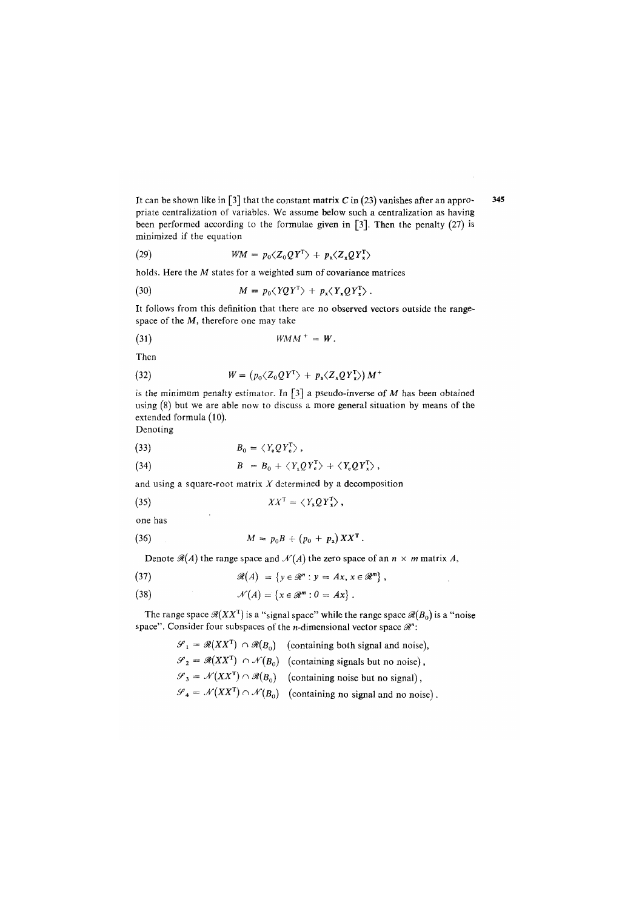It can be shown like in [3] that the constant matrix $C$ in (23) vanishes after an appropriate centralization of variables. We assume below such a centralization as having been performed according to the formulae given in [3]. Then the penalty (27) is minimized if the equation

$$WM = p_0\langle Z_0 Q Y^{\mathrm{T}}\rangle + p_x\langle Z_x Q Y_x^{\mathrm{T}}\rangle \tag{29}$$

holds. Here the $M$ states for a weighted sum of covariance matrices

$$M = p_0\langle Y Q Y^{\mathrm{T}}\rangle + p_x\langle Y_x Q Y_x^{\mathrm{T}}\rangle . \tag{30}$$

It follows from this definition that there are no observed vectors outside the range-space of the $M$, therefore one may take

$$WMM^{+} = W . \tag{31}$$

Then

$$W = \left(p_0\langle Z_0 Q Y^{\mathrm{T}}\rangle + p_x\langle Z_x Q Y_x^{\mathrm{T}}\rangle\right) M^{+} \tag{32}$$

is the minimum penalty estimator. In [3] a pseudo-inverse of $M$ has been obtained using (8) but we are able now to discuss a more general situation by means of the extended formula (10).

Denoting

$$B_0 = \langle Y_e Q Y_e^{\mathrm{T}}\rangle , \tag{33}$$

$$B = B_0 + \langle Y_x Q Y_e^{\mathrm{T}}\rangle + \langle Y_e Q Y_x^{\mathrm{T}}\rangle , \tag{34}$$

and using a square-root matrix $X$ determined by a decomposition

$$XX^{\mathrm{T}} = \langle Y_x Q Y_x^{\mathrm{T}}\rangle , \tag{35}$$

one has

$$M = p_0 B + (p_0 + p_x)\, XX^{\mathrm{T}} . \tag{36}$$

Denote $\mathscr{R}(A)$ the range space and $\mathscr{N}(A)$ the zero space of an $n \times m$ matrix $A$,

$$\mathscr{R}(A) = \{y \in \mathscr{R}^n : y = Ax,\ x \in \mathscr{R}^m\} , \tag{37}$$

$$\mathscr{N}(A) = \{x \in \mathscr{R}^m : 0 = Ax\} . \tag{38}$$

The range space $\mathscr{R}(XX^{\mathrm{T}})$ is a "signal space" while the range space $\mathscr{R}(B_0)$ is a "noise space". Consider four subspaces of the $n$-dimensional vector space $\mathscr{R}^n$:

$\mathscr{S}_1 = \mathscr{R}(XX^{\mathrm{T}}) \cap \mathscr{R}(B_0)$ (containing both signal and noise),

$\mathscr{S}_2 = \mathscr{R}(XX^{\mathrm{T}}) \cap \mathscr{N}(B_0)$ (containing signals but no noise),

$\mathscr{S}_3 = \mathscr{N}(XX^{\mathrm{T}}) \cap \mathscr{R}(B_0)$ (containing noise but no signal),

$\mathscr{S}_4 = \mathscr{N}(XX^{\mathrm{T}}) \cap \mathscr{N}(B_0)$ (containing no signal and no noise).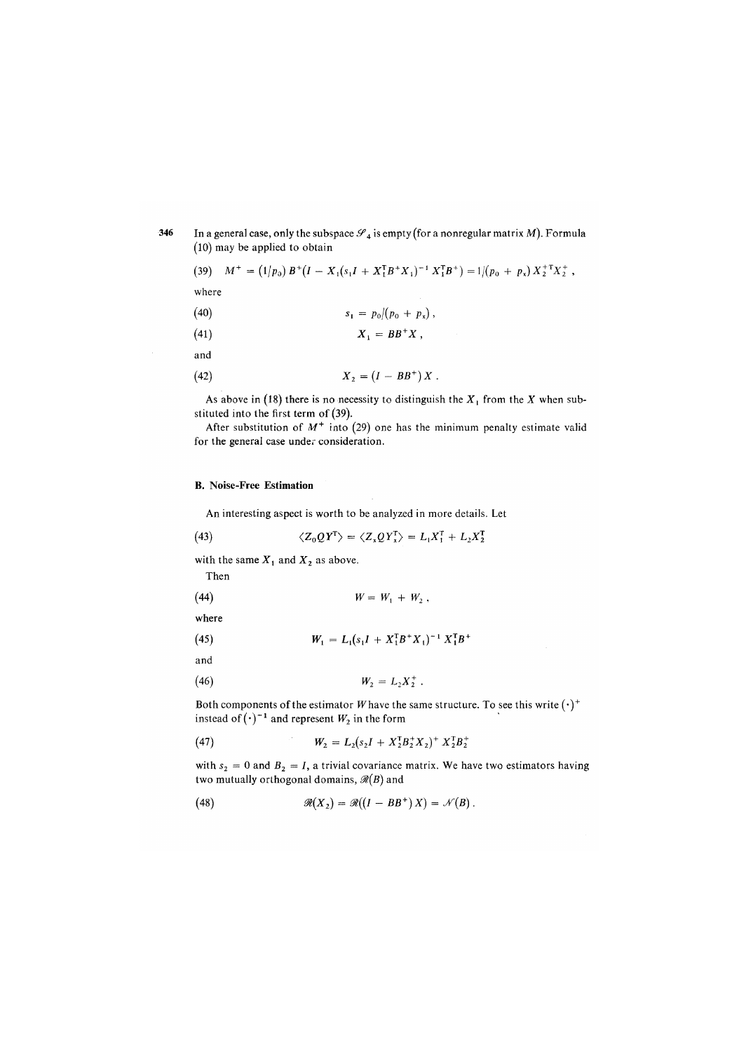In a general case, only the subspace $\mathscr{S}_4$ is empty (for a nonregular matrix $M$). Formula (10) may be applied to obtain

$$(39) \quad M^+ = (1/p_0)\, B^+\left(I - X_1(s_1 I + X_1^T B^+ X_1)^{-1} X_1^T B^+\right) = 1/(p_0 + p_x)\, X_2^{+T} X_2^+ \,,$$

where

$$(40) \qquad s_1 = p_0/(p_0 + p_x)\,,$$

$$(41) \qquad X_1 = BB^+ X\,,$$

and

$$(42) \qquad X_2 = (I - BB^+)\, X\,.$$

As above in (18) there is no necessity to distinguish the $X_1$ from the $X$ when substituted into the first term of (39).

After substitution of $M^+$ into (29) one has the minimum penalty estimate valid for the general case under consideration.

### B. Noise-Free Estimation

An interesting aspect is worth to be analyzed in more details. Let

$$(43) \qquad \langle Z_0 Q Y^T \rangle = \langle Z_x Q Y_x^T \rangle = L_1 X_1^T + L_2 X_2^T$$

with the same $X_1$ and $X_2$ as above.

Then

$$(44) \qquad W = W_1 + W_2\,,$$

where

$$(45) \qquad W_1 = L_1 (s_1 I + X_1^T B^+ X_1)^{-1} X_1^T B^+$$

and

$$(46) \qquad W_2 = L_2 X_2^+\,.$$

Both components of the estimator $W$ have the same structure. To see this write $(\cdot)^+$ instead of $(\cdot)^{-1}$ and represent $W_2$ in the form

$$(47) \qquad W_2 = L_2 (s_2 I + X_2^T B_2^+ X_2)^+ X_2^T B_2^+$$

with $s_2 = 0$ and $B_2 = I$, a trivial covariance matrix. We have two estimators having two mutually orthogonal domains, $\mathscr{R}(B)$ and

$$(48) \qquad \mathscr{R}(X_2) = \mathscr{R}((I - BB^+)\, X) = \mathscr{N}(B)\,.$$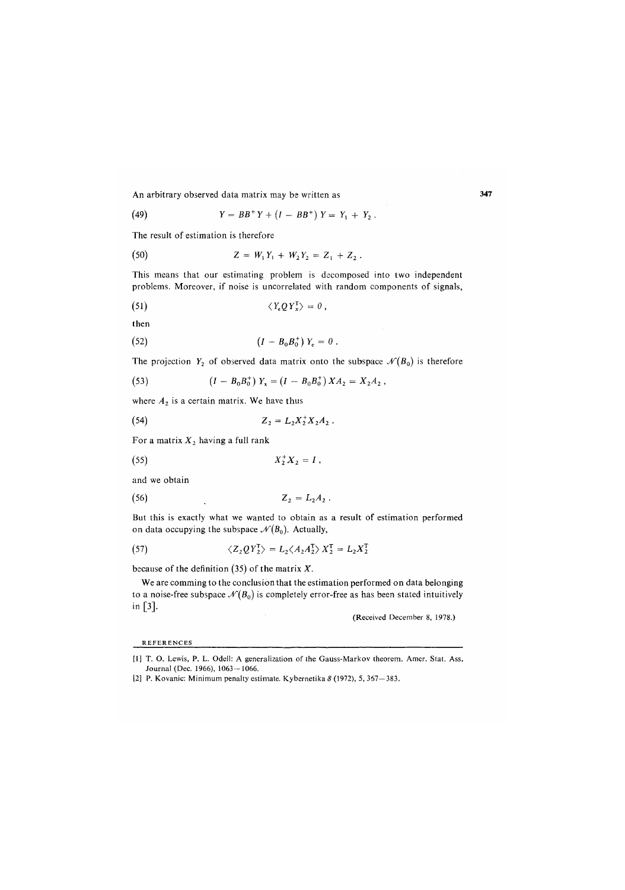An arbitrary observed data matrix may be written as

$$Y = BB^{+}Y + (I - BB^{+})\,Y = Y_1 + Y_2\,. \tag{49}$$

The result of estimation is therefore

$$Z = W_1 Y_1 + W_2 Y_2 = Z_1 + Z_2\,. \tag{50}$$

This means that our estimating problem is decomposed into two independent problems. Moreover, if noise is uncorrelated with random components of signals,

$$\langle Y_e Q Y_x^{\mathrm{T}} \rangle = 0\,, \tag{51}$$

then

$$(I - B_0 B_0^{+})\,Y_e = 0\,. \tag{52}$$

The projection $Y_2$ of observed data matrix onto the subspace $\mathcal{N}(B_0)$ is therefore

$$(I - B_0 B_0^{+})\,Y_x = (I - B_0 B_0^{+})\,X A_2 = X_2 A_2\,, \tag{53}$$

where $A_2$ is a certain matrix. We have thus

$$Z_2 = L_2 X_2^{+} X_2 A_2\,. \tag{54}$$

For a matrix $X_2$ having a full rank

$$X_2^{+} X_2 = I\,, \tag{55}$$

and we obtain

$$Z_2 = L_2 A_2\,. \tag{56}$$

But this is exactly what we wanted to obtain as a result of estimation performed on data occupying the subspace $\mathcal{N}(B_0)$. Actually,

$$\langle Z_2 Q Y_2^{\mathrm{T}} \rangle = L_2 \langle A_2 A_2^{\mathrm{T}} \rangle X_2^{\mathrm{T}} = L_2 X_2^{\mathrm{T}} \tag{57}$$

because of the definition (35) of the matrix $X$.

We are comming to the conclusion that the estimation performed on data belonging to a noise-free subspace $\mathcal{N}(B_0)$ is completely error-free as has been stated intuitively in [3].

(Received December 8, 1978.)

## REFERENCES

[1] T. O. Lewis, P. L. Odell: A generalization of the Gauss-Markov theorem. Amer. Stat. Ass. Journal (Dec. 1966), 1063–1066.

[2] P. Kovanic: Minimum penalty estimate. Kybernetika *8* (1972), 5, 367–383.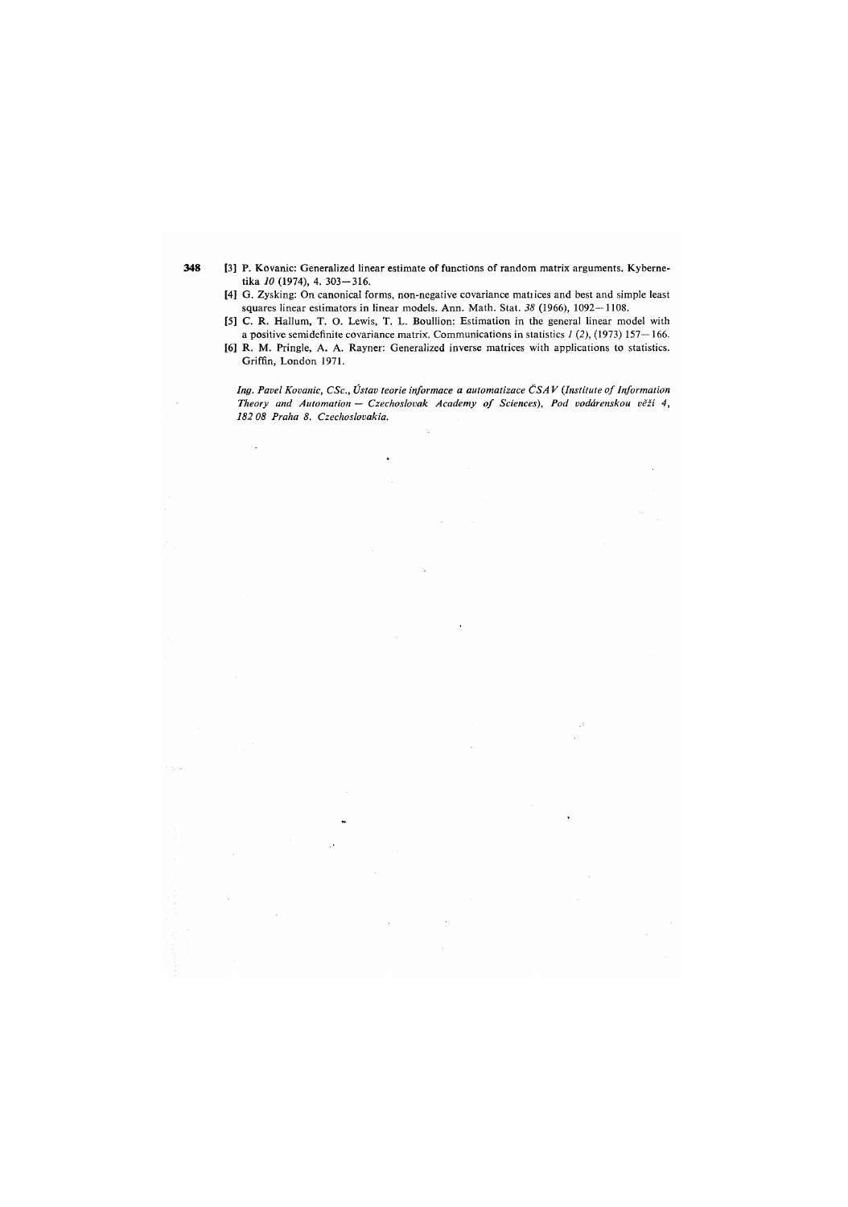[3] P. Kovanic: Generalized linear estimate of functions of random matrix arguments. Kybernetika *10* (1974), 4. 303–316.

[4] G. Zysking: On canonical forms, non-negative covariance matiices and best and simple least squares linear estimators in linear models. Ann. Math. Stat. *38* (1966), 1092–1108.

[5] C. R. Hallum, T. O. Lewis, T. L. Boullion: Estimation in the general linear model with a positive semidefinite covariance matrix. Communications in statistics *1* (2), (1973) 157–166.

[6] R. M. Pringle, A. A. Rayner: Generalized inverse matrices with applications to statistics. Griffin, London 1971.

*Ing. Pavel Kovanic, CSc., Ústav teorie informace a automatizace ČSAV (Institute of Information Theory and Automation — Czechoslovak Academy of Sciences), Pod vodárenskou věží 4, 182 08 Praha 8. Czechoslovakia.*